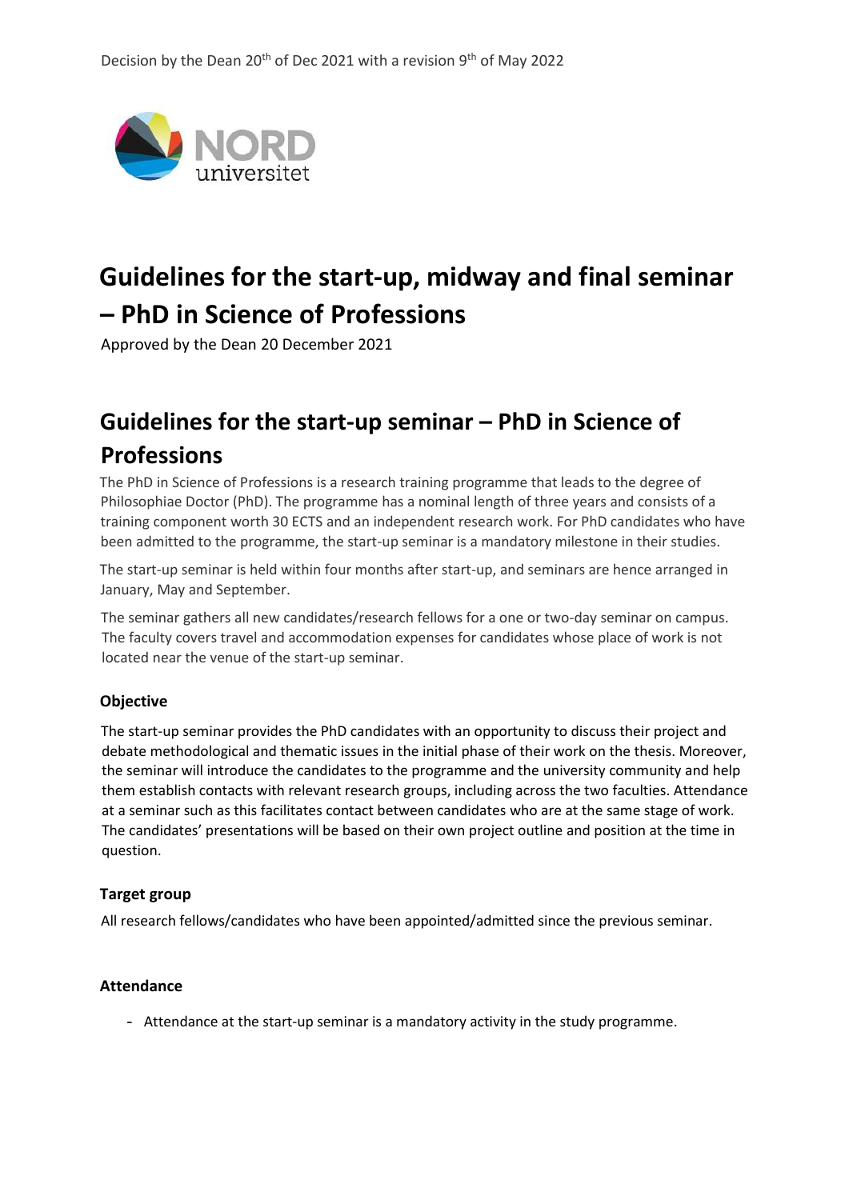Decision by the Dean 20th of Dec 2021 with a revision 9th of May 2022

# Guidelines for the start-up, midway and final seminar – PhD in Science of Professions

Approved by the Dean 20 December 2021

## Guidelines for the start-up seminar – PhD in Science of Professions

The PhD in Science of Professions is a research training programme that leads to the degree of Philosophiae Doctor (PhD). The programme has a nominal length of three years and consists of a training component worth 30 ECTS and an independent research work. For PhD candidates who have been admitted to the programme, the start-up seminar is a mandatory milestone in their studies.

The start-up seminar is held within four months after start-up, and seminars are hence arranged in January, May and September.

The seminar gathers all new candidates/research fellows for a one or two-day seminar on campus. The faculty covers travel and accommodation expenses for candidates whose place of work is not located near the venue of the start-up seminar.

### Objective

The start-up seminar provides the PhD candidates with an opportunity to discuss their project and debate methodological and thematic issues in the initial phase of their work on the thesis. Moreover, the seminar will introduce the candidates to the programme and the university community and help them establish contacts with relevant research groups, including across the two faculties. Attendance at a seminar such as this facilitates contact between candidates who are at the same stage of work. The candidates' presentations will be based on their own project outline and position at the time in question.

### Target group

All research fellows/candidates who have been appointed/admitted since the previous seminar.

### Attendance

- Attendance at the start-up seminar is a mandatory activity in the study programme.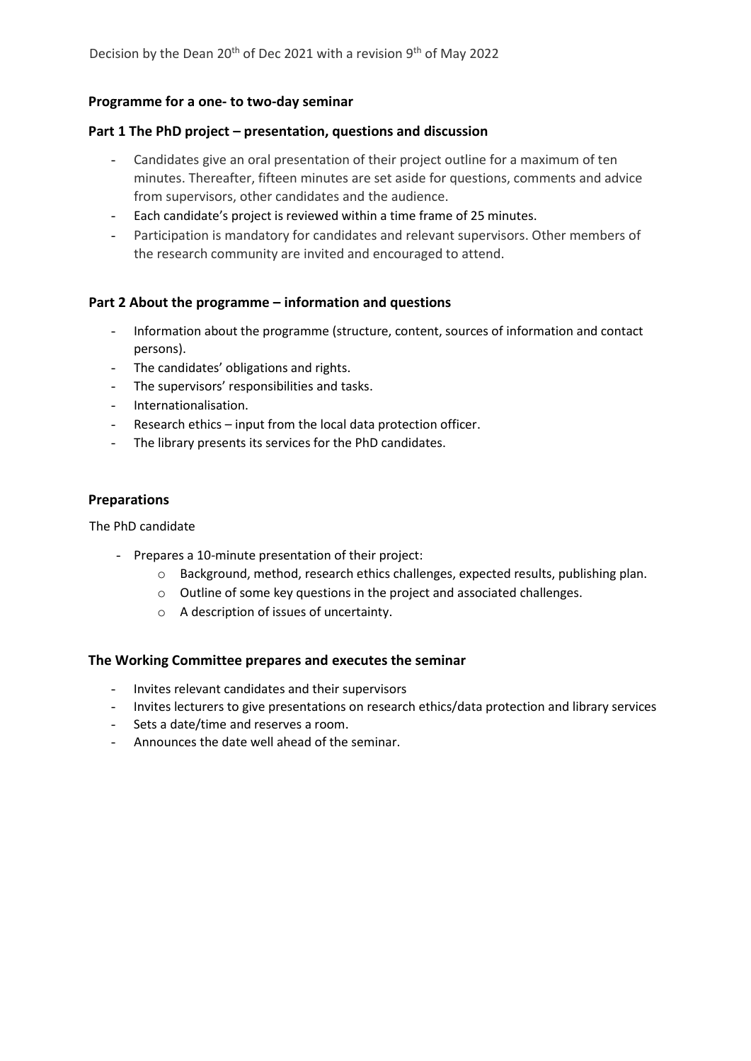Decision by the Dean 20th of Dec 2021 with a revision 9th of May 2022

**Programme for a one- to two-day seminar**

**Part 1 The PhD project – presentation, questions and discussion**

- Candidates give an oral presentation of their project outline for a maximum of ten minutes. Thereafter, fifteen minutes are set aside for questions, comments and advice from supervisors, other candidates and the audience.
- Each candidate's project is reviewed within a time frame of 25 minutes.
- Participation is mandatory for candidates and relevant supervisors. Other members of the research community are invited and encouraged to attend.

**Part 2 About the programme – information and questions**

- Information about the programme (structure, content, sources of information and contact persons).
- The candidates' obligations and rights.
- The supervisors' responsibilities and tasks.
- Internationalisation.
- Research ethics – input from the local data protection officer.
- The library presents its services for the PhD candidates.

**Preparations**

The PhD candidate

- Prepares a 10-minute presentation of their project:
  - Background, method, research ethics challenges, expected results, publishing plan.
  - Outline of some key questions in the project and associated challenges.
  - A description of issues of uncertainty.

**The Working Committee prepares and executes the seminar**

- Invites relevant candidates and their supervisors
- Invites lecturers to give presentations on research ethics/data protection and library services
- Sets a date/time and reserves a room.
- Announces the date well ahead of the seminar.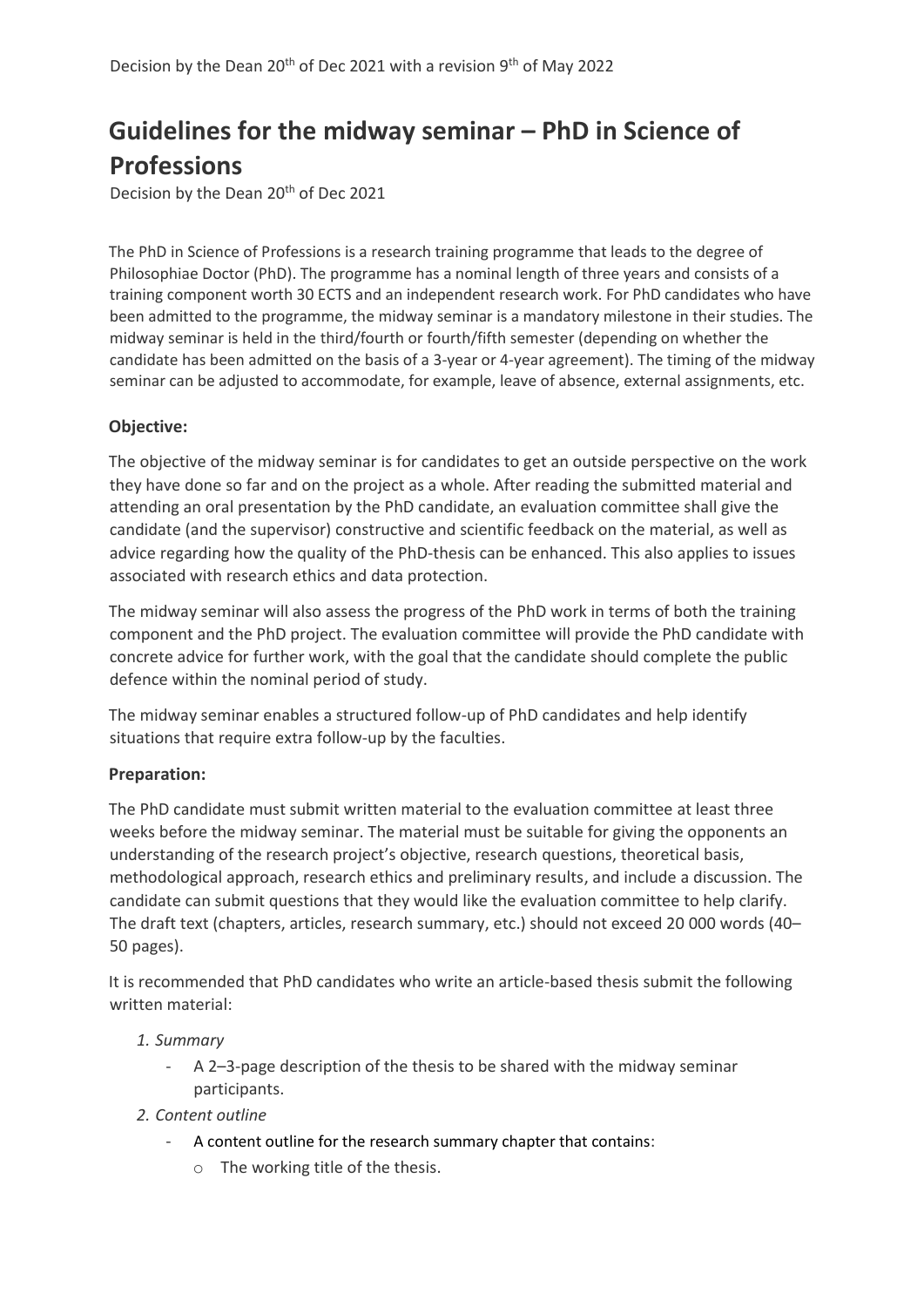Decision by the Dean 20th of Dec 2021 with a revision 9th of May 2022

# Guidelines for the midway seminar – PhD in Science of Professions

Decision by the Dean 20th of Dec 2021

The PhD in Science of Professions is a research training programme that leads to the degree of Philosophiae Doctor (PhD). The programme has a nominal length of three years and consists of a training component worth 30 ECTS and an independent research work. For PhD candidates who have been admitted to the programme, the midway seminar is a mandatory milestone in their studies. The midway seminar is held in the third/fourth or fourth/fifth semester (depending on whether the candidate has been admitted on the basis of a 3-year or 4-year agreement). The timing of the midway seminar can be adjusted to accommodate, for example, leave of absence, external assignments, etc.

**Objective:**

The objective of the midway seminar is for candidates to get an outside perspective on the work they have done so far and on the project as a whole. After reading the submitted material and attending an oral presentation by the PhD candidate, an evaluation committee shall give the candidate (and the supervisor) constructive and scientific feedback on the material, as well as advice regarding how the quality of the PhD-thesis can be enhanced. This also applies to issues associated with research ethics and data protection.

The midway seminar will also assess the progress of the PhD work in terms of both the training component and the PhD project. The evaluation committee will provide the PhD candidate with concrete advice for further work, with the goal that the candidate should complete the public defence within the nominal period of study.

The midway seminar enables a structured follow-up of PhD candidates and help identify situations that require extra follow-up by the faculties.

**Preparation:**

The PhD candidate must submit written material to the evaluation committee at least three weeks before the midway seminar. The material must be suitable for giving the opponents an understanding of the research project's objective, research questions, theoretical basis, methodological approach, research ethics and preliminary results, and include a discussion. The candidate can submit questions that they would like the evaluation committee to help clarify. The draft text (chapters, articles, research summary, etc.) should not exceed 20 000 words (40–50 pages).

It is recommended that PhD candidates who write an article-based thesis submit the following written material:

1. *Summary*
   - A 2–3-page description of the thesis to be shared with the midway seminar participants.
2. *Content outline*
   - A content outline for the research summary chapter that contains:
     - The working title of the thesis.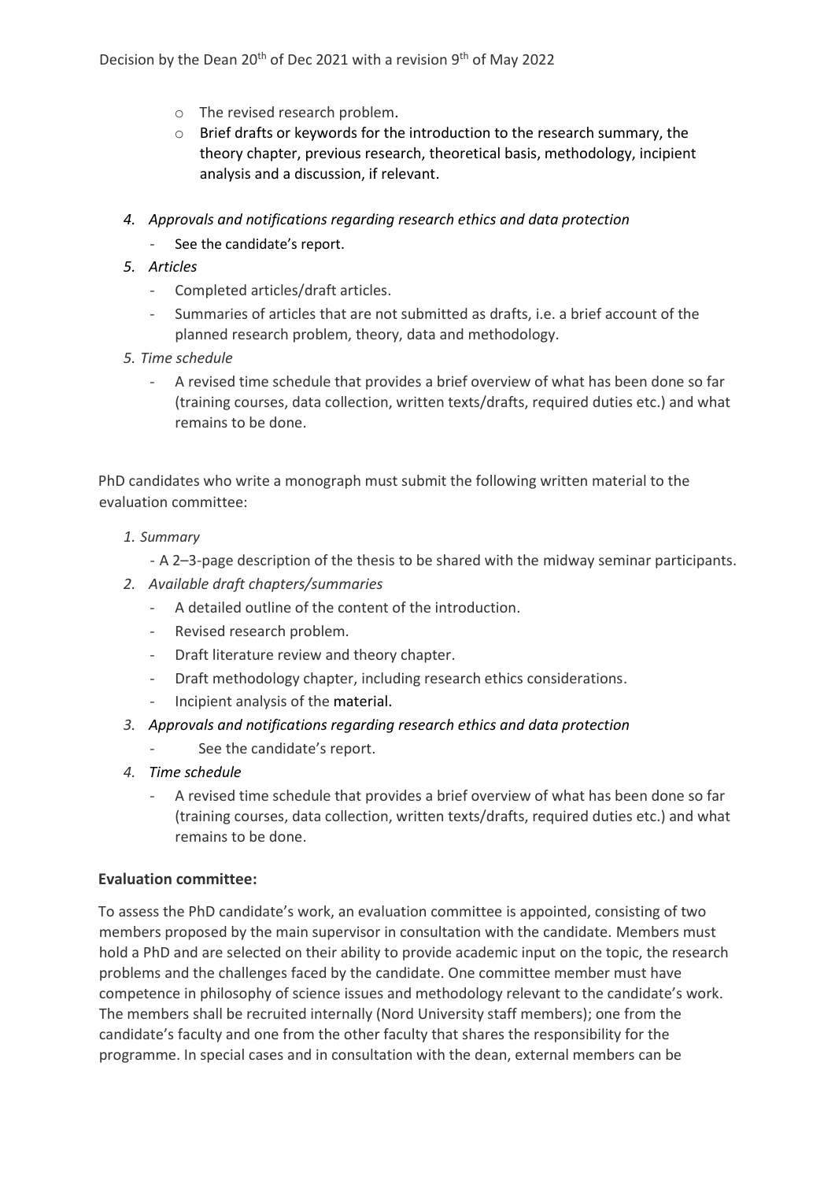- The revised research problem.
- Brief drafts or keywords for the introduction to the research summary, the theory chapter, previous research, theoretical basis, methodology, incipient analysis and a discussion, if relevant.

4. *Approvals and notifications regarding research ethics and data protection*
   - See the candidate's report.
5. *Articles*
   - Completed articles/draft articles.
   - Summaries of articles that are not submitted as drafts, i.e. a brief account of the planned research problem, theory, data and methodology.
5. *Time schedule*
   - A revised time schedule that provides a brief overview of what has been done so far (training courses, data collection, written texts/drafts, required duties etc.) and what remains to be done.

PhD candidates who write a monograph must submit the following written material to the evaluation committee:

1. *Summary*
   - A 2–3-page description of the thesis to be shared with the midway seminar participants.
2. *Available draft chapters/summaries*
   - A detailed outline of the content of the introduction.
   - Revised research problem.
   - Draft literature review and theory chapter.
   - Draft methodology chapter, including research ethics considerations.
   - Incipient analysis of the material.
3. *Approvals and notifications regarding research ethics and data protection*
   - See the candidate's report.
4. *Time schedule*
   - A revised time schedule that provides a brief overview of what has been done so far (training courses, data collection, written texts/drafts, required duties etc.) and what remains to be done.

**Evaluation committee:**

To assess the PhD candidate's work, an evaluation committee is appointed, consisting of two members proposed by the main supervisor in consultation with the candidate. Members must hold a PhD and are selected on their ability to provide academic input on the topic, the research problems and the challenges faced by the candidate. One committee member must have competence in philosophy of science issues and methodology relevant to the candidate's work. The members shall be recruited internally (Nord University staff members); one from the candidate's faculty and one from the other faculty that shares the responsibility for the programme. In special cases and in consultation with the dean, external members can be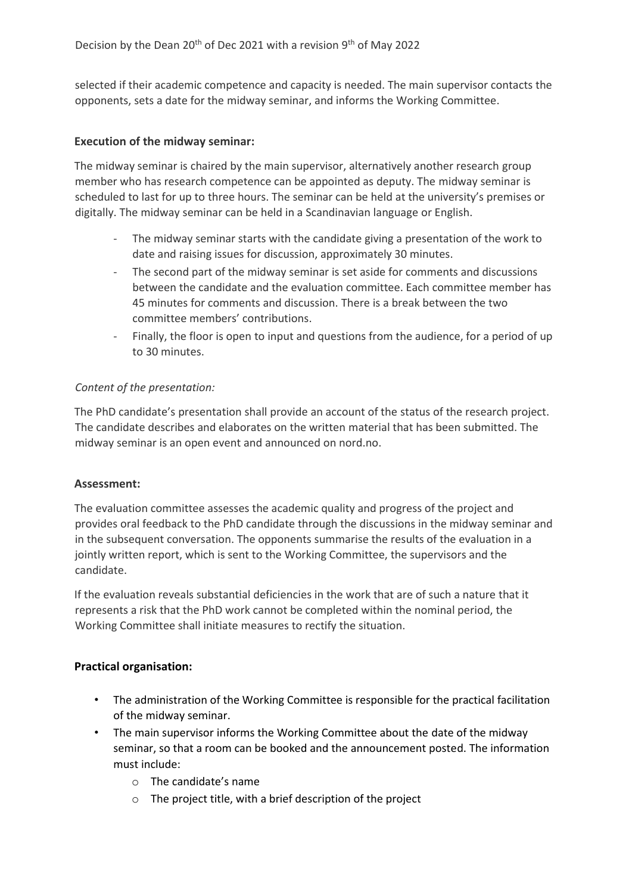selected if their academic competence and capacity is needed. The main supervisor contacts the opponents, sets a date for the midway seminar, and informs the Working Committee.

**Execution of the midway seminar:**

The midway seminar is chaired by the main supervisor, alternatively another research group member who has research competence can be appointed as deputy. The midway seminar is scheduled to last for up to three hours. The seminar can be held at the university's premises or digitally. The midway seminar can be held in a Scandinavian language or English.

- The midway seminar starts with the candidate giving a presentation of the work to date and raising issues for discussion, approximately 30 minutes.
- The second part of the midway seminar is set aside for comments and discussions between the candidate and the evaluation committee. Each committee member has 45 minutes for comments and discussion. There is a break between the two committee members' contributions.
- Finally, the floor is open to input and questions from the audience, for a period of up to 30 minutes.

*Content of the presentation:*

The PhD candidate's presentation shall provide an account of the status of the research project. The candidate describes and elaborates on the written material that has been submitted. The midway seminar is an open event and announced on nord.no.

**Assessment:**

The evaluation committee assesses the academic quality and progress of the project and provides oral feedback to the PhD candidate through the discussions in the midway seminar and in the subsequent conversation. The opponents summarise the results of the evaluation in a jointly written report, which is sent to the Working Committee, the supervisors and the candidate.

If the evaluation reveals substantial deficiencies in the work that are of such a nature that it represents a risk that the PhD work cannot be completed within the nominal period, the Working Committee shall initiate measures to rectify the situation.

**Practical organisation:**

- The administration of the Working Committee is responsible for the practical facilitation of the midway seminar.
- The main supervisor informs the Working Committee about the date of the midway seminar, so that a room can be booked and the announcement posted. The information must include:
  - The candidate's name
  - The project title, with a brief description of the project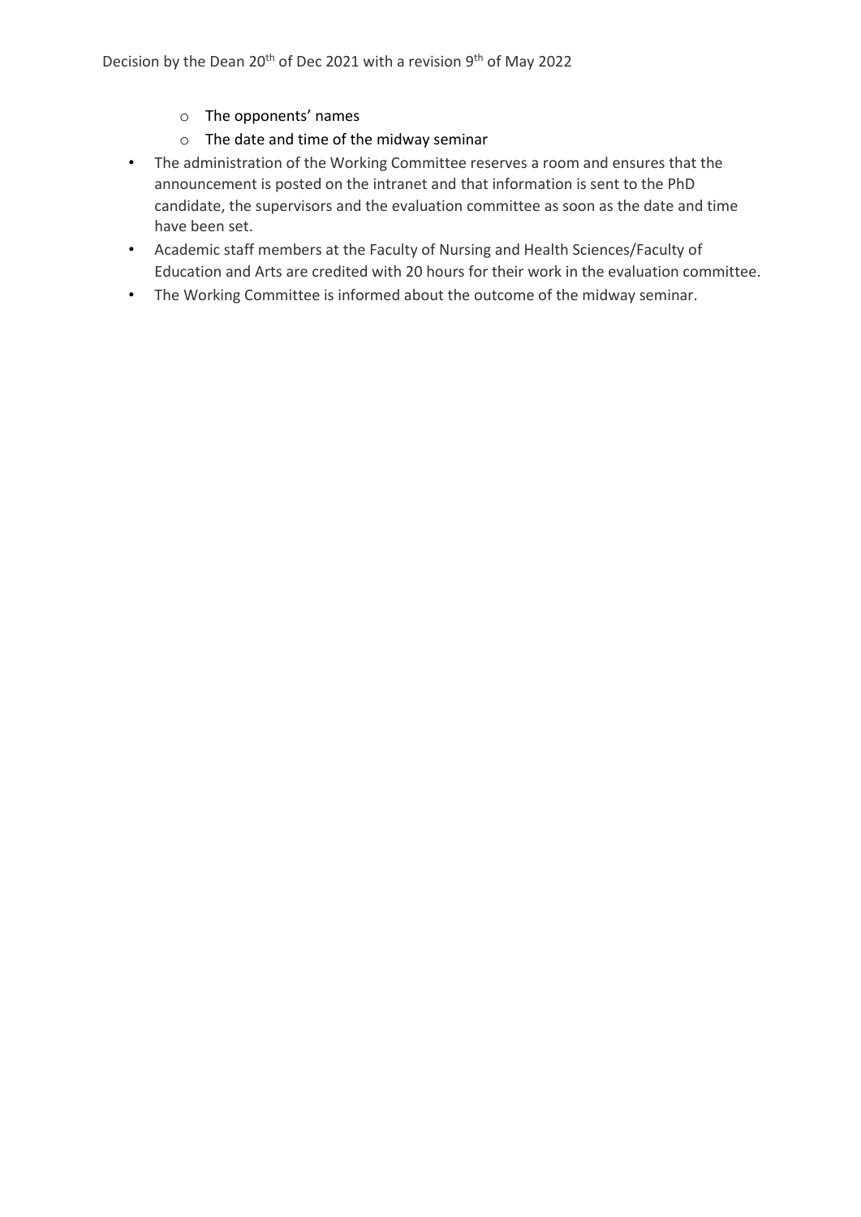- The opponents' names
  - The date and time of the midway seminar
- The administration of the Working Committee reserves a room and ensures that the announcement is posted on the intranet and that information is sent to the PhD candidate, the supervisors and the evaluation committee as soon as the date and time have been set.
- Academic staff members at the Faculty of Nursing and Health Sciences/Faculty of Education and Arts are credited with 20 hours for their work in the evaluation committee.
- The Working Committee is informed about the outcome of the midway seminar.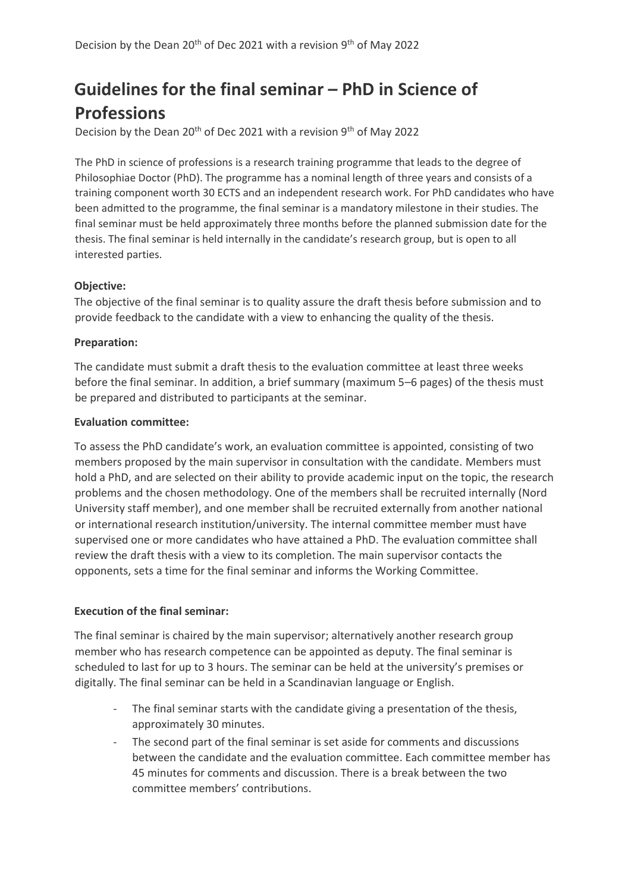# Guidelines for the final seminar – PhD in Science of Professions

Decision by the Dean 20th of Dec 2021 with a revision 9th of May 2022

The PhD in science of professions is a research training programme that leads to the degree of Philosophiae Doctor (PhD). The programme has a nominal length of three years and consists of a training component worth 30 ECTS and an independent research work. For PhD candidates who have been admitted to the programme, the final seminar is a mandatory milestone in their studies. The final seminar must be held approximately three months before the planned submission date for the thesis. The final seminar is held internally in the candidate's research group, but is open to all interested parties.

**Objective:**

The objective of the final seminar is to quality assure the draft thesis before submission and to provide feedback to the candidate with a view to enhancing the quality of the thesis.

**Preparation:**

The candidate must submit a draft thesis to the evaluation committee at least three weeks before the final seminar. In addition, a brief summary (maximum 5–6 pages) of the thesis must be prepared and distributed to participants at the seminar.

**Evaluation committee:**

To assess the PhD candidate's work, an evaluation committee is appointed, consisting of two members proposed by the main supervisor in consultation with the candidate. Members must hold a PhD, and are selected on their ability to provide academic input on the topic, the research problems and the chosen methodology. One of the members shall be recruited internally (Nord University staff member), and one member shall be recruited externally from another national or international research institution/university. The internal committee member must have supervised one or more candidates who have attained a PhD. The evaluation committee shall review the draft thesis with a view to its completion. The main supervisor contacts the opponents, sets a time for the final seminar and informs the Working Committee.

**Execution of the final seminar:**

The final seminar is chaired by the main supervisor; alternatively another research group member who has research competence can be appointed as deputy. The final seminar is scheduled to last for up to 3 hours. The seminar can be held at the university's premises or digitally. The final seminar can be held in a Scandinavian language or English.

- The final seminar starts with the candidate giving a presentation of the thesis, approximately 30 minutes.
- The second part of the final seminar is set aside for comments and discussions between the candidate and the evaluation committee. Each committee member has 45 minutes for comments and discussion. There is a break between the two committee members' contributions.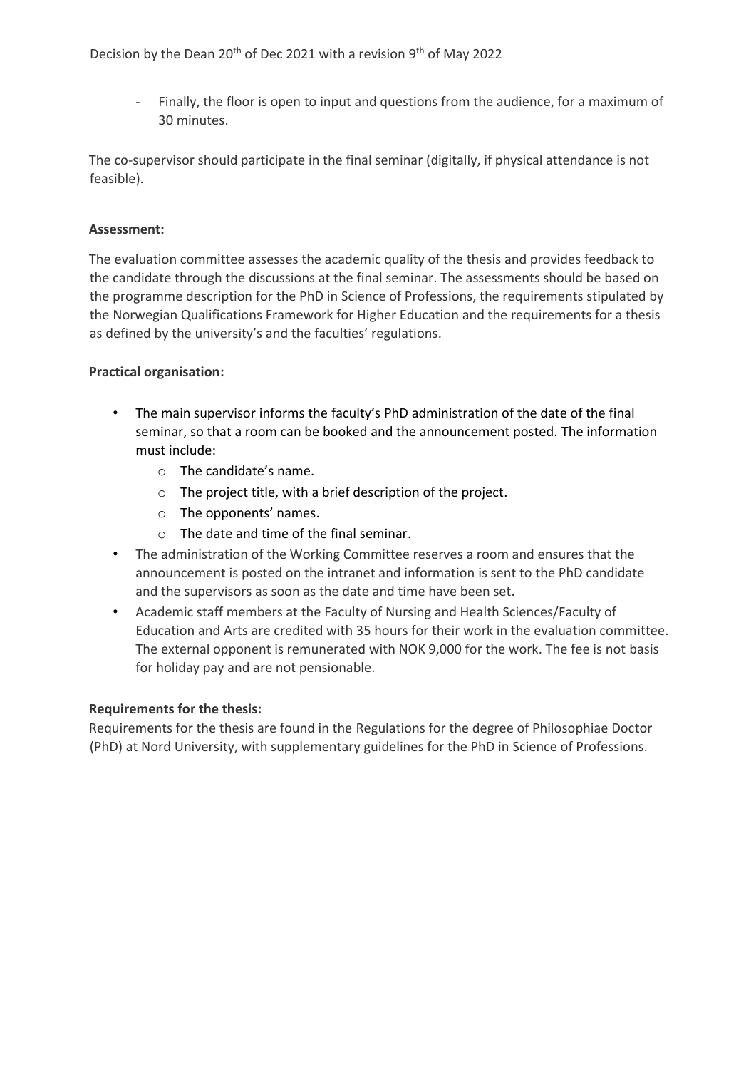- Finally, the floor is open to input and questions from the audience, for a maximum of 30 minutes.

The co-supervisor should participate in the final seminar (digitally, if physical attendance is not feasible).

**Assessment:**

The evaluation committee assesses the academic quality of the thesis and provides feedback to the candidate through the discussions at the final seminar. The assessments should be based on the programme description for the PhD in Science of Professions, the requirements stipulated by the Norwegian Qualifications Framework for Higher Education and the requirements for a thesis as defined by the university's and the faculties' regulations.

**Practical organisation:**

- The main supervisor informs the faculty's PhD administration of the date of the final seminar, so that a room can be booked and the announcement posted. The information must include:
  - The candidate's name.
  - The project title, with a brief description of the project.
  - The opponents' names.
  - The date and time of the final seminar.
- The administration of the Working Committee reserves a room and ensures that the announcement is posted on the intranet and information is sent to the PhD candidate and the supervisors as soon as the date and time have been set.
- Academic staff members at the Faculty of Nursing and Health Sciences/Faculty of Education and Arts are credited with 35 hours for their work in the evaluation committee. The external opponent is remunerated with NOK 9,000 for the work. The fee is not basis for holiday pay and are not pensionable.

**Requirements for the thesis:**

Requirements for the thesis are found in the Regulations for the degree of Philosophiae Doctor (PhD) at Nord University, with supplementary guidelines for the PhD in Science of Professions.